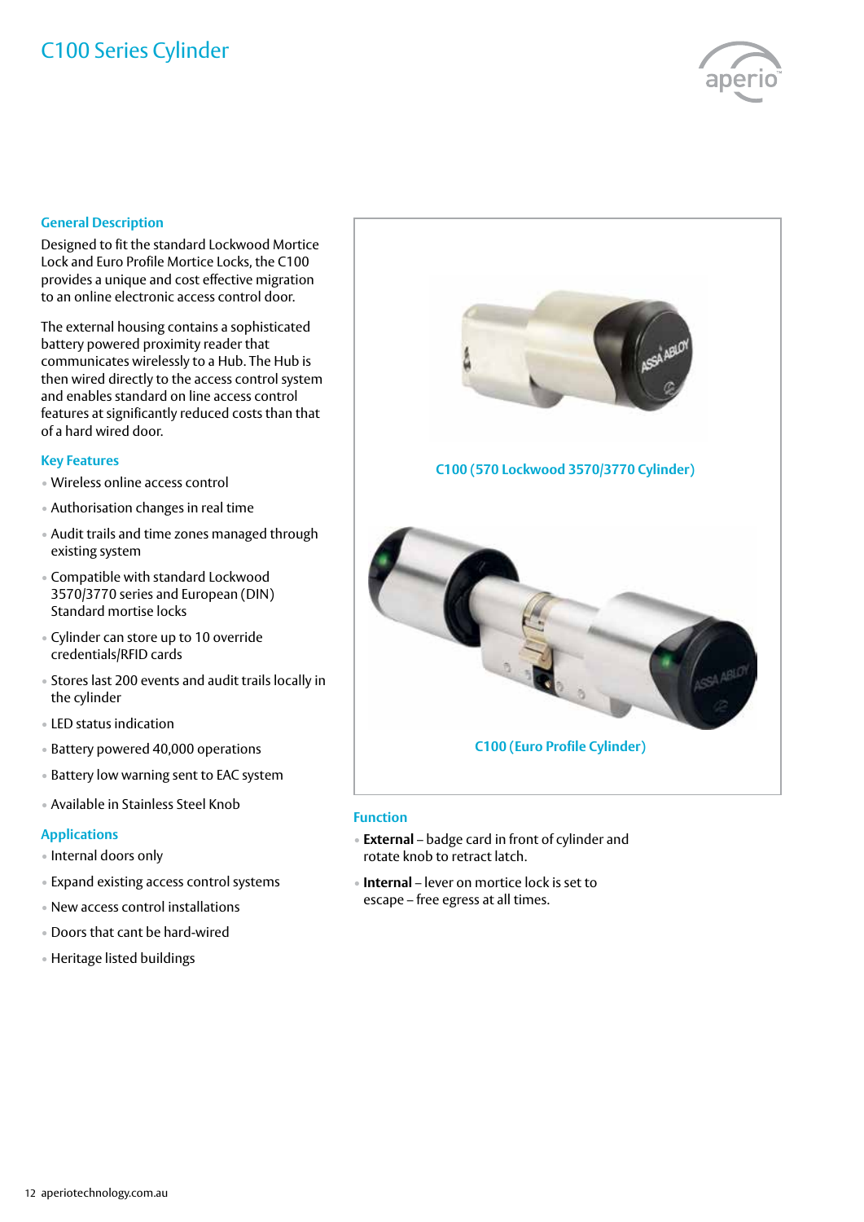# C100 Series Cylinder

## General Description

Designed to fit the standard Lockwood Mortice Lock and Euro Profile Mortice Locks, the C100 provides a unique and cost effective migration to an online electronic access control door.

The external housing contains a sophisticated battery powered proximity reader that communicates wirelessly to a Hub. The Hub is then wired directly to the access control system and enables standard on line access control features at significantly reduced costs than that of a hard wired door.

## Key Features

- Wireless online access control
- Authorisation changes in real time
- Audit trails and time zones managed through existing system
- Compatible with standard Lockwood 3570/3770 series and European (DIN) Standard mortise locks
- Cylinder can store up to 10 override credentials/RFID cards
- Stores last 200 events and audit trails locally in the cylinder
- LED status indication
- Battery powered 40,000 operations
- Battery low warning sent to EAC system
- Available in Stainless Steel Knob

## Applications

- Internal doors only
- Expand existing access control systems
- New access control installations
- Doors that cant be hard-wired
- Heritage listed buildings

C100 (570 Lockwood 3570/3770 Cylinder)

C100 (Euro Profile Cylinder)

## Function

- **External** – badge card in front of cylinder and rotate knob to retract latch.
- **Internal** – lever on mortice lock is set to escape – free egress at all times.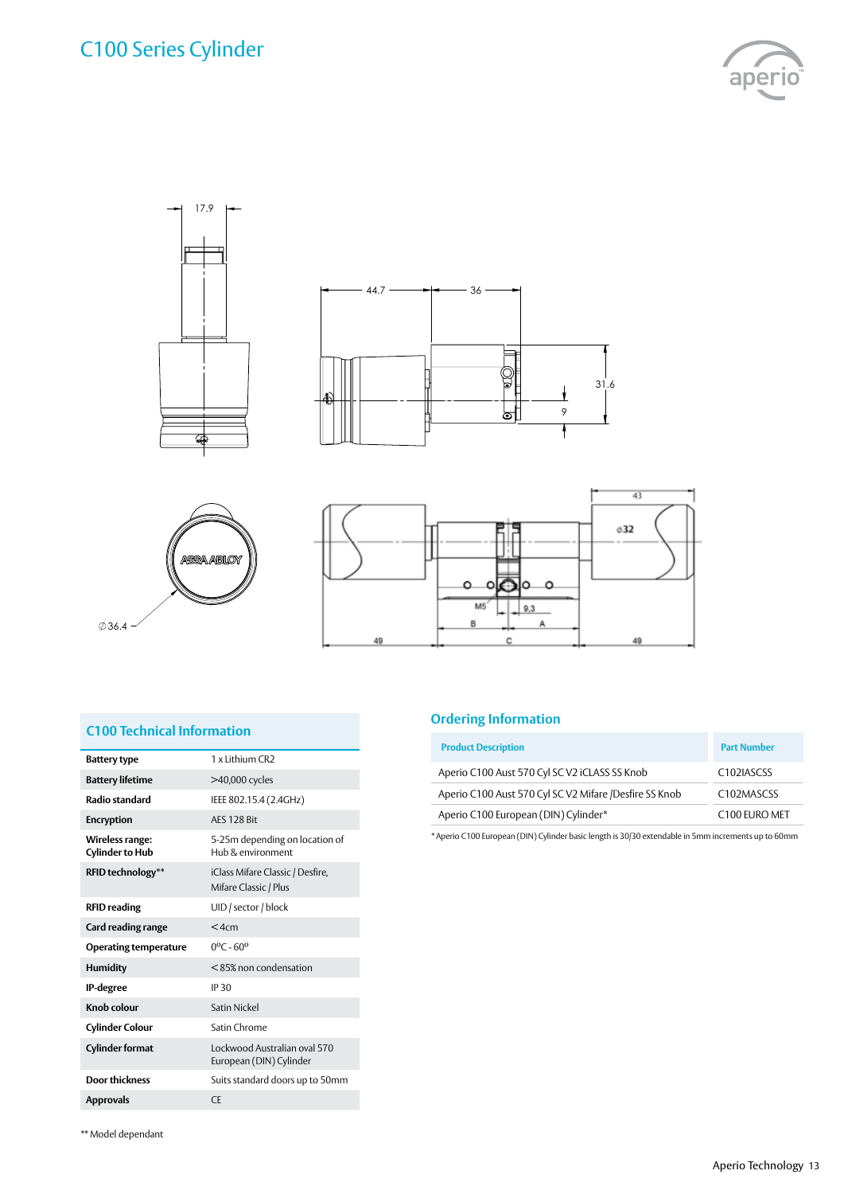# C100 Series Cylinder

17.9

44.7

36

31.6

9

43

⌀32

M5

9.3

B

A

49

C

49

⌀36.4

## C100 Technical Information

| | |
|---|---|
| **Battery type** | 1 x Lithium CR2 |
| **Battery lifetime** | >40,000 cycles |
| **Radio standard** | IEEE 802.15.4 (2.4GHz) |
| **Encryption** | AES 128 Bit |
| **Wireless range: Cylinder to Hub** | 5-25m depending on location of Hub & environment |
| **RFID technology**** | iClass Mifare Classic / Desfire, Mifare Classic / Plus |
| **RFID reading** | UID / sector / block |
| **Card reading range** | <4cm |
| **Operating temperature** | 0ºC - 60º |
| **Humidity** | <85% non condensation |
| **IP-degree** | IP 30 |
| **Knob colour** | Satin Nickel |
| **Cylinder Colour** | Satin Chrome |
| **Cylinder format** | Lockwood Australian oval 570 European (DIN) Cylinder |
| **Door thickness** | Suits standard doors up to 50mm |
| **Approvals** | CE |

** Model dependant

## Ordering Information

| Product Description | Part Number |
|---|---|
| Aperio C100 Aust 570 Cyl SC V2 iCLASS SS Knob | C102IASCSS |
| Aperio C100 Aust 570 Cyl SC V2 Mifare /Desfire SS Knob | C102MASCSS |
| Aperio C100 European (DIN) Cylinder* | C100 EURO MET |

* Aperio C100 European (DIN) Cylinder basic length is 30/30 extendable in 5mm increments up to 60mm